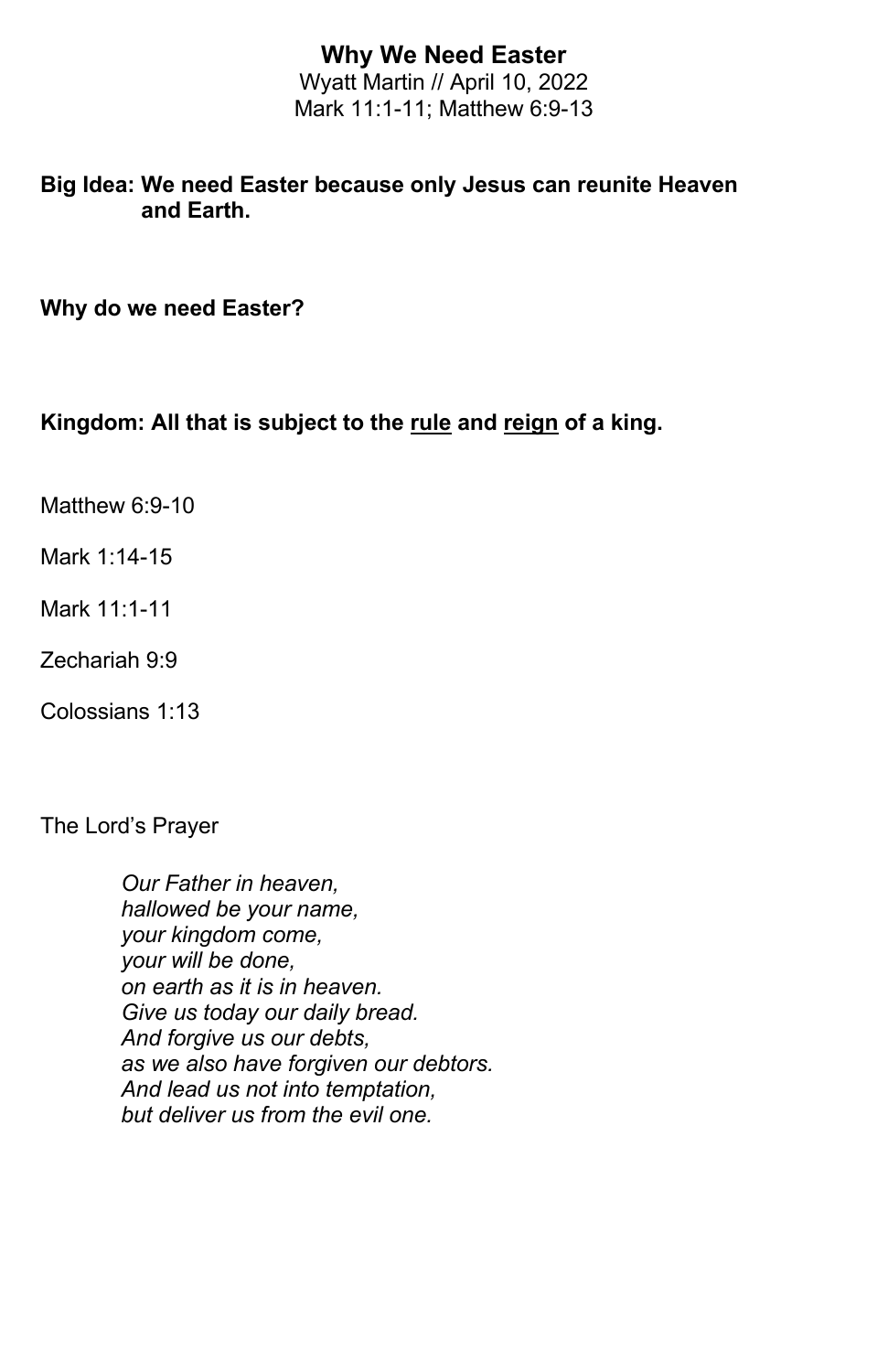# Why We Need Easter

Wyatt Martin // April 10, 2022

Mark 11:1-11; Matthew 6:9-13

**Big Idea: We need Easter because only Jesus can reunite Heaven and Earth.**

**Why do we need Easter?**

**Kingdom: All that is subject to the <u>rule</u> and <u>reign</u> of a king.**

Matthew 6:9-10

Mark 1:14-15

Mark 11:1-11

Zechariah 9:9

Colossians 1:13

The Lord's Prayer

> *Our Father in heaven,*
> *hallowed be your name,*
> *your kingdom come,*
> *your will be done,*
> *on earth as it is in heaven.*
> *Give us today our daily bread.*
> *And forgive us our debts,*
> *as we also have forgiven our debtors.*
> *And lead us not into temptation,*
> *but deliver us from the evil one.*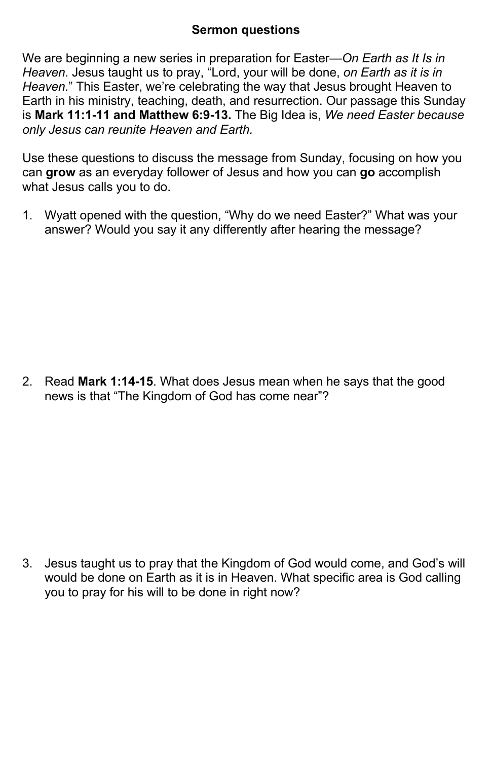**Sermon questions**

We are beginning a new series in preparation for Easter—*On Earth as It Is in Heaven.* Jesus taught us to pray, "Lord, your will be done, *on Earth as it is in Heaven.*" This Easter, we're celebrating the way that Jesus brought Heaven to Earth in his ministry, teaching, death, and resurrection. Our passage this Sunday is **Mark 11:1-11 and Matthew 6:9-13.** The Big Idea is, *We need Easter because only Jesus can reunite Heaven and Earth.*

Use these questions to discuss the message from Sunday, focusing on how you can **grow** as an everyday follower of Jesus and how you can **go** accomplish what Jesus calls you to do.

1. Wyatt opened with the question, "Why do we need Easter?" What was your answer? Would you say it any differently after hearing the message?

2. Read **Mark 1:14-15**. What does Jesus mean when he says that the good news is that "The Kingdom of God has come near"?

3. Jesus taught us to pray that the Kingdom of God would come, and God's will would be done on Earth as it is in Heaven. What specific area is God calling you to pray for his will to be done in right now?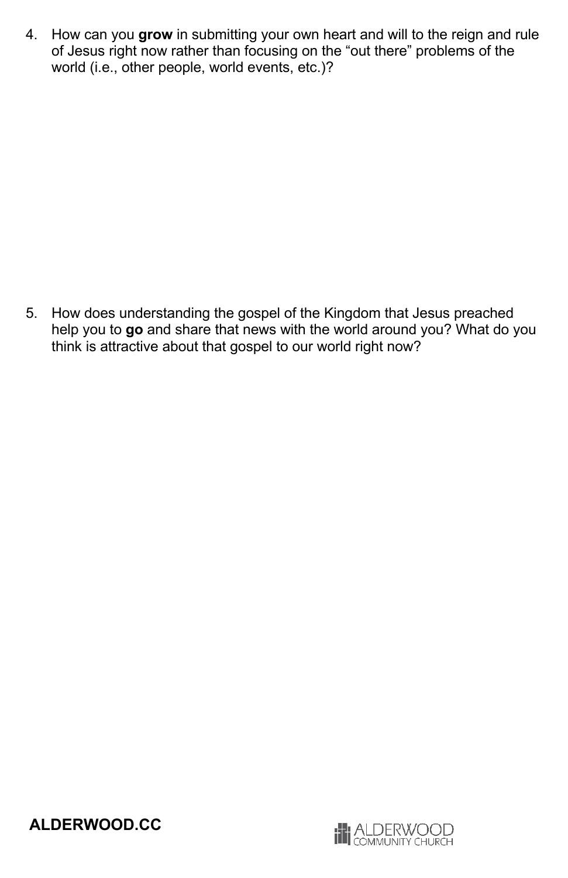4. How can you **grow** in submitting your own heart and will to the reign and rule of Jesus right now rather than focusing on the "out there" problems of the world (i.e., other people, world events, etc.)?

5. How does understanding the gospel of the Kingdom that Jesus preached help you to **go** and share that news with the world around you? What do you think is attractive about that gospel to our world right now?

**ALDERWOOD.CC**

ALDERWOOD COMMUNITY CHURCH